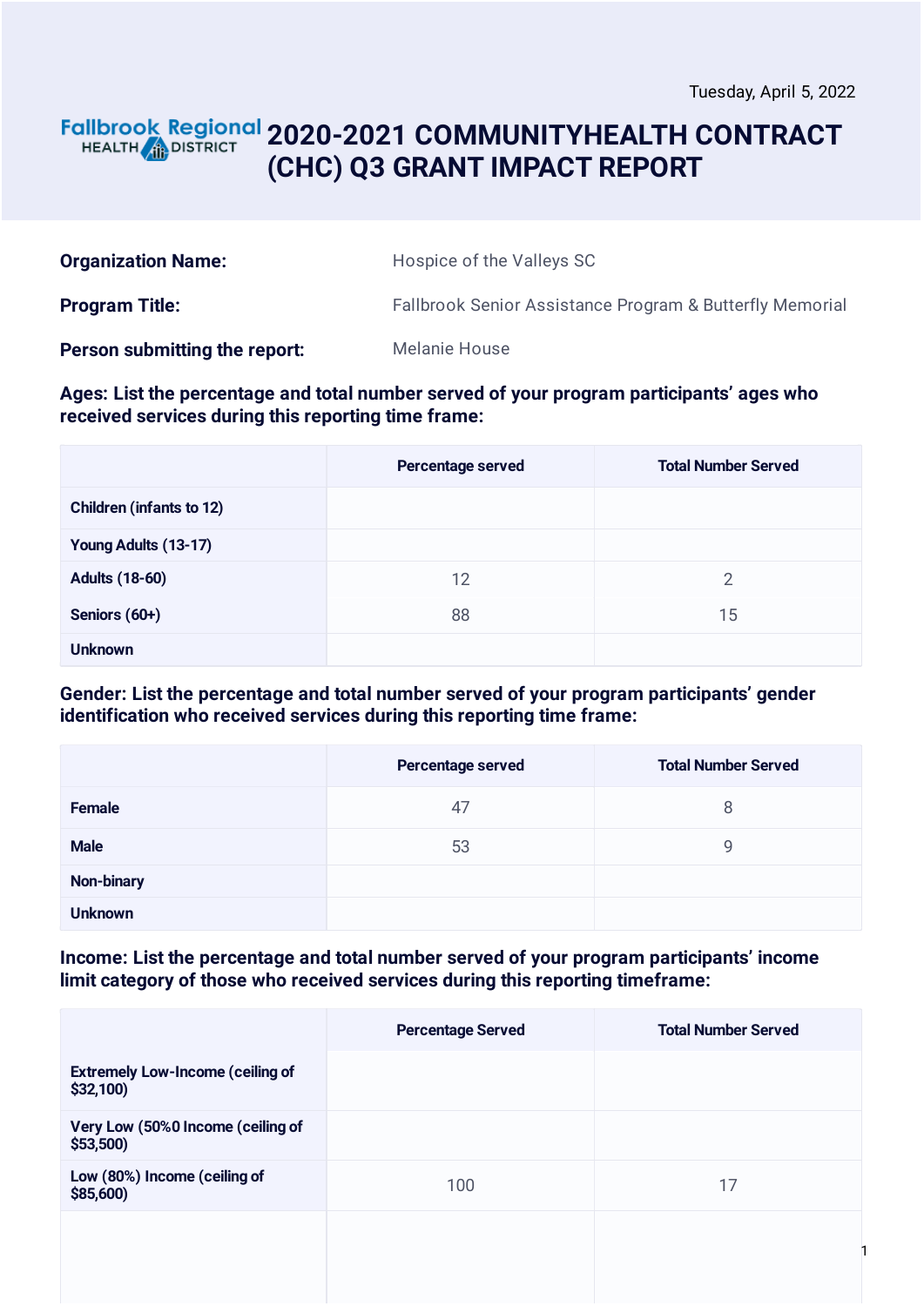Tuesday, April 5, 2022

Fallbrook Regional HEALTH DISTRICT

# 2020-2021 COMMUNITYHEALTH CONTRACT (CHC) Q3 GRANT IMPACT REPORT

**Organization Name:** Hospice of the Valleys SC

**Program Title:** Fallbrook Senior Assistance Program & Butterfly Memorial

**Person submitting the report:** Melanie House

**Ages: List the percentage and total number served of your program participants' ages who received services during this reporting time frame:**

| | Percentage served | Total Number Served |
|---|---|---|
| Children (infants to 12) | | |
| Young Adults (13-17) | | |
| Adults (18-60) | 12 | 2 |
| Seniors (60+) | 88 | 15 |
| Unknown | | |

**Gender: List the percentage and total number served of your program participants' gender identification who received services during this reporting time frame:**

| | Percentage served | Total Number Served |
|---|---|---|
| Female | 47 | 8 |
| Male | 53 | 9 |
| Non-binary | | |
| Unknown | | |

**Income: List the percentage and total number served of your program participants' income limit category of those who received services during this reporting timeframe:**

| | Percentage Served | Total Number Served |
|---|---|---|
| Extremely Low-Income (ceiling of $32,100) | | |
| Very Low (50%0 Income (ceiling of $53,500) | | |
| Low (80%) Income (ceiling of $85,600) | 100 | 17 |
| | | |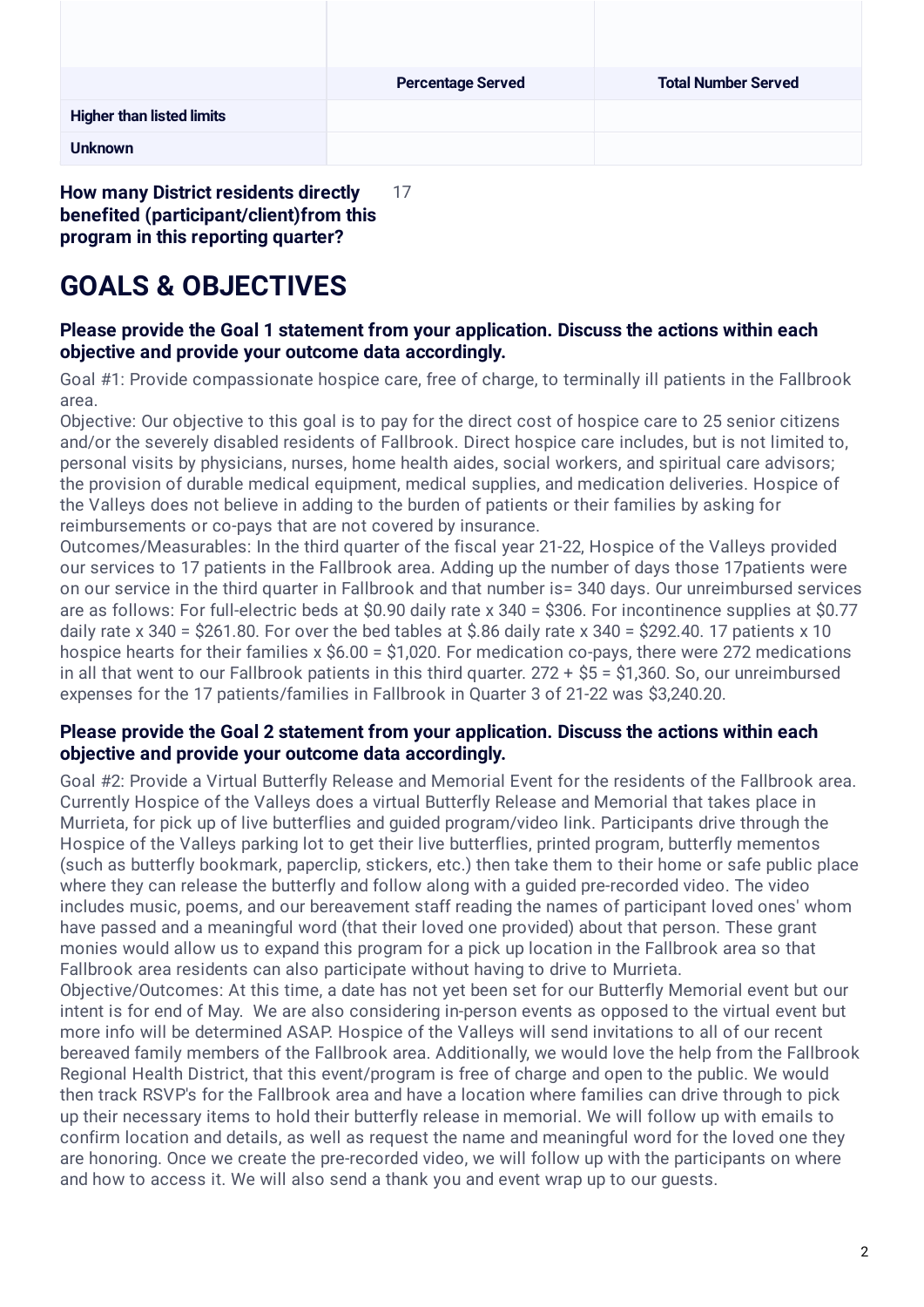| | Percentage Served | Total Number Served |
|---|---|---|
| **Higher than listed limits** | | |
| **Unknown** | | |

**How many District residents directly benefited (participant/client)from this program in this reporting quarter?** 17

# GOALS & OBJECTIVES

### Please provide the Goal 1 statement from your application. Discuss the actions within each objective and provide your outcome data accordingly.

Goal #1: Provide compassionate hospice care, free of charge, to terminally ill patients in the Fallbrook area.
Objective: Our objective to this goal is to pay for the direct cost of hospice care to 25 senior citizens and/or the severely disabled residents of Fallbrook. Direct hospice care includes, but is not limited to, personal visits by physicians, nurses, home health aides, social workers, and spiritual care advisors; the provision of durable medical equipment, medical supplies, and medication deliveries. Hospice of the Valleys does not believe in adding to the burden of patients or their families by asking for reimbursements or co-pays that are not covered by insurance.
Outcomes/Measurables: In the third quarter of the fiscal year 21-22, Hospice of the Valleys provided our services to 17 patients in the Fallbrook area. Adding up the number of days those 17patients were on our service in the third quarter in Fallbrook and that number is= 340 days. Our unreimbursed services are as follows: For full-electric beds at $0.90 daily rate x 340 = $306. For incontinence supplies at $0.77 daily rate x 340 = $261.80. For over the bed tables at $.86 daily rate x 340 = $292.40. 17 patients x 10 hospice hearts for their families x $6.00 = $1,020. For medication co-pays, there were 272 medications in all that went to our Fallbrook patients in this third quarter. 272 + $5 = $1,360. So, our unreimbursed expenses for the 17 patients/families in Fallbrook in Quarter 3 of 21-22 was $3,240.20.

### Please provide the Goal 2 statement from your application. Discuss the actions within each objective and provide your outcome data accordingly.

Goal #2: Provide a Virtual Butterfly Release and Memorial Event for the residents of the Fallbrook area. Currently Hospice of the Valleys does a virtual Butterfly Release and Memorial that takes place in Murrieta, for pick up of live butterflies and guided program/video link. Participants drive through the Hospice of the Valleys parking lot to get their live butterflies, printed program, butterfly mementos (such as butterfly bookmark, paperclip, stickers, etc.) then take them to their home or safe public place where they can release the butterfly and follow along with a guided pre-recorded video. The video includes music, poems, and our bereavement staff reading the names of participant loved ones' whom have passed and a meaningful word (that their loved one provided) about that person. These grant monies would allow us to expand this program for a pick up location in the Fallbrook area so that Fallbrook area residents can also participate without having to drive to Murrieta.
Objective/Outcomes: At this time, a date has not yet been set for our Butterfly Memorial event but our intent is for end of May. We are also considering in-person events as opposed to the virtual event but more info will be determined ASAP. Hospice of the Valleys will send invitations to all of our recent bereaved family members of the Fallbrook area. Additionally, we would love the help from the Fallbrook Regional Health District, that this event/program is free of charge and open to the public. We would then track RSVP's for the Fallbrook area and have a location where families can drive through to pick up their necessary items to hold their butterfly release in memorial. We will follow up with emails to confirm location and details, as well as request the name and meaningful word for the loved one they are honoring. Once we create the pre-recorded video, we will follow up with the participants on where and how to access it. We will also send a thank you and event wrap up to our guests.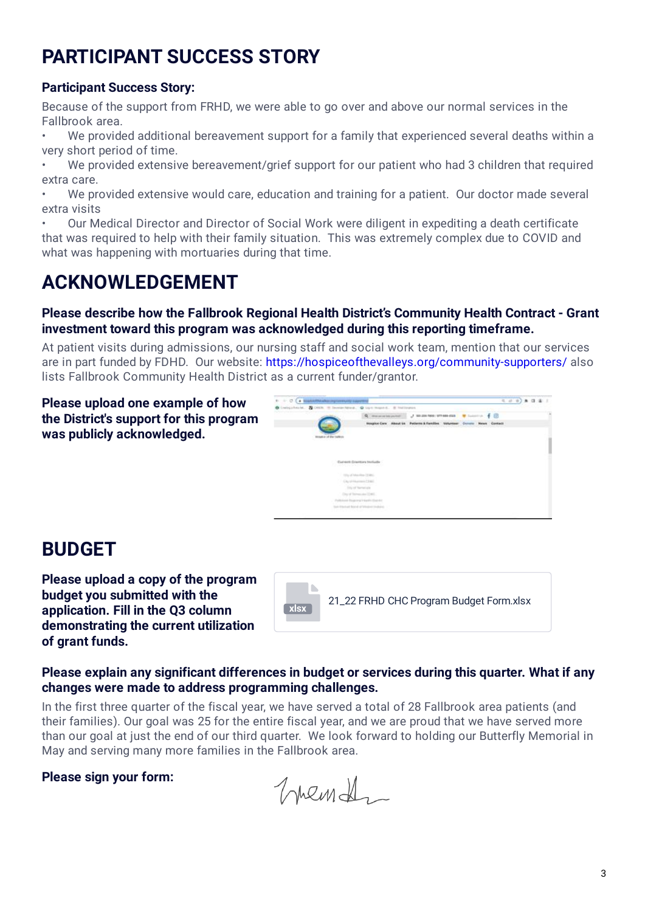# PARTICIPANT SUCCESS STORY

**Participant Success Story:**

Because of the support from FRHD, we were able to go over and above our normal services in the Fallbrook area.

- We provided additional bereavement support for a family that experienced several deaths within a very short period of time.
- We provided extensive bereavement/grief support for our patient who had 3 children that required extra care.
- We provided extensive would care, education and training for a patient. Our doctor made several extra visits
- Our Medical Director and Director of Social Work were diligent in expediting a death certificate that was required to help with their family situation. This was extremely complex due to COVID and what was happening with mortuaries during that time.

# ACKNOWLEDGEMENT

**Please describe how the Fallbrook Regional Health District's Community Health Contract - Grant investment toward this program was acknowledged during this reporting timeframe.**

At patient visits during admissions, our nursing staff and social work team, mention that our services are in part funded by FDHD. Our website: https://hospiceofthevalleys.org/community-supporters/ also lists Fallbrook Community Health District as a current funder/grantor.

**Please upload one example of how the District's support for this program was publicly acknowledged.**

# BUDGET

**Please upload a copy of the program budget you submitted with the application. Fill in the Q3 column demonstrating the current utilization of grant funds.**

xlsx 21_22 FRHD CHC Program Budget Form.xlsx

**Please explain any significant differences in budget or services during this quarter. What if any changes were made to address programming challenges.**

In the first three quarter of the fiscal year, we have served a total of 28 Fallbrook area patients (and their families). Our goal was 25 for the entire fiscal year, and we are proud that we have served more than our goal at just the end of our third quarter. We look forward to holding our Butterfly Memorial in May and serving many more families in the Fallbrook area.

**Please sign your form:**